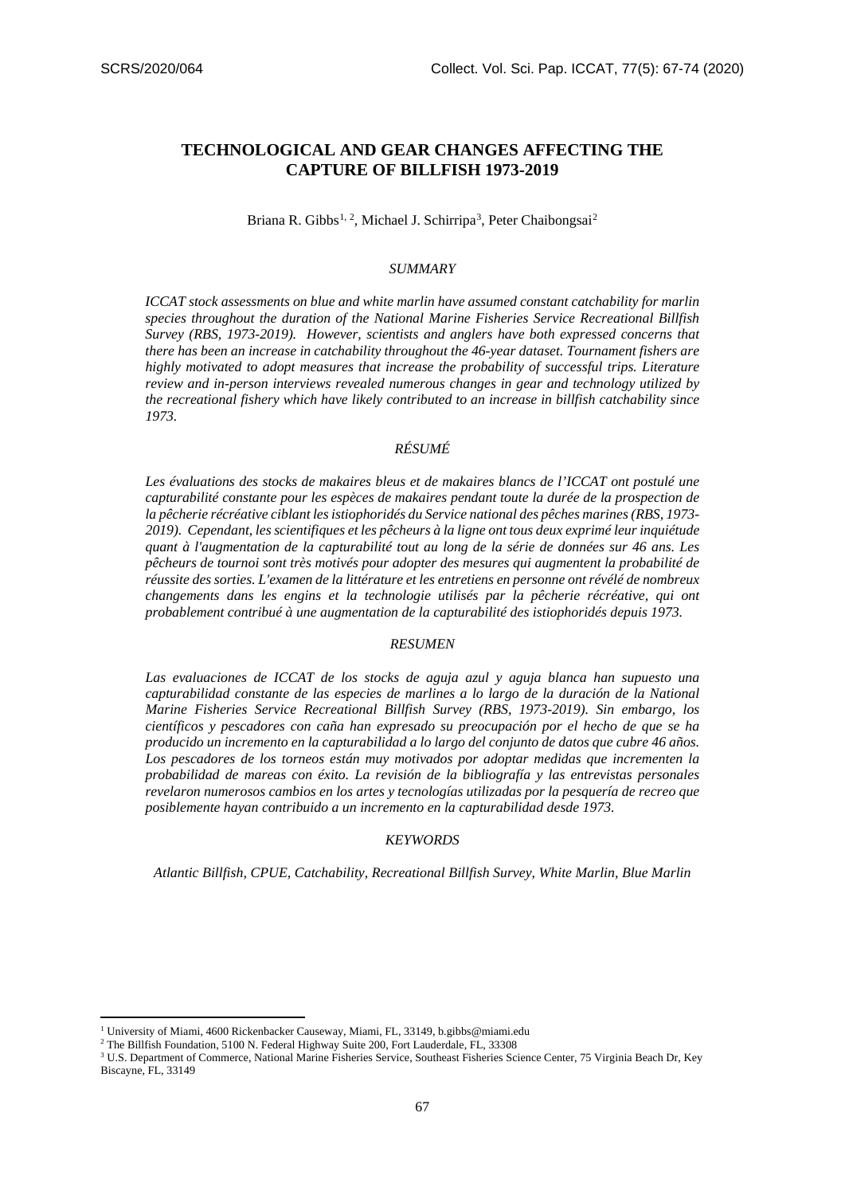# TECHNOLOGICAL AND GEAR CHANGES AFFECTING THE CAPTURE OF BILLFISH 1973-2019

Briana R. Gibbs[1, 2], Michael J. Schirripa[3], Peter Chaibongsai[2]

## *SUMMARY*

*ICCAT stock assessments on blue and white marlin have assumed constant catchability for marlin species throughout the duration of the National Marine Fisheries Service Recreational Billfish Survey (RBS, 1973-2019). However, scientists and anglers have both expressed concerns that there has been an increase in catchability throughout the 46-year dataset. Tournament fishers are highly motivated to adopt measures that increase the probability of successful trips. Literature review and in-person interviews revealed numerous changes in gear and technology utilized by the recreational fishery which have likely contributed to an increase in billfish catchability since 1973.*

## *RÉSUMÉ*

*Les évaluations des stocks de makaires bleus et de makaires blancs de l'ICCAT ont postulé une capturabilité constante pour les espèces de makaires pendant toute la durée de la prospection de la pêcherie récréative ciblant les istiophoridés du Service national des pêches marines (RBS, 1973-2019). Cependant, les scientifiques et les pêcheurs à la ligne ont tous deux exprimé leur inquiétude quant à l'augmentation de la capturabilité tout au long de la série de données sur 46 ans. Les pêcheurs de tournoi sont très motivés pour adopter des mesures qui augmentent la probabilité de réussite des sorties. L'examen de la littérature et les entretiens en personne ont révélé de nombreux changements dans les engins et la technologie utilisés par la pêcherie récréative, qui ont probablement contribué à une augmentation de la capturabilité des istiophoridés depuis 1973.*

## *RESUMEN*

*Las evaluaciones de ICCAT de los stocks de aguja azul y aguja blanca han supuesto una capturabilidad constante de las especies de marlines a lo largo de la duración de la National Marine Fisheries Service Recreational Billfish Survey (RBS, 1973-2019). Sin embargo, los científicos y pescadores con caña han expresado su preocupación por el hecho de que se ha producido un incremento en la capturabilidad a lo largo del conjunto de datos que cubre 46 años. Los pescadores de los torneos están muy motivados por adoptar medidas que incrementen la probabilidad de mareas con éxito. La revisión de la bibliografía y las entrevistas personales revelaron numerosos cambios en los artes y tecnologías utilizadas por la pesquería de recreo que posiblemente hayan contribuido a un incremento en la capturabilidad desde 1973.*

## *KEYWORDS*

*Atlantic Billfish, CPUE, Catchability, Recreational Billfish Survey, White Marlin, Blue Marlin*

---

[1] University of Miami, 4600 Rickenbacker Causeway, Miami, FL, 33149, b.gibbs@miami.edu

[2] The Billfish Foundation, 5100 N. Federal Highway Suite 200, Fort Lauderdale, FL, 33308

[3] U.S. Department of Commerce, National Marine Fisheries Service, Southeast Fisheries Science Center, 75 Virginia Beach Dr, Key Biscayne, FL, 33149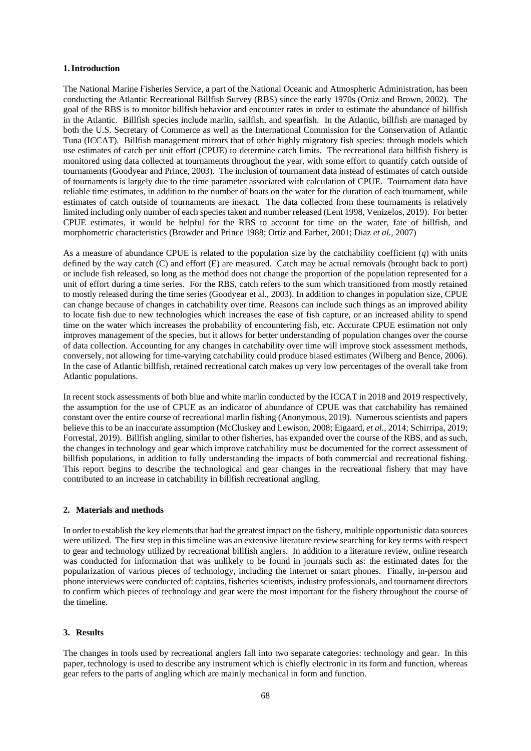## 1. Introduction

The National Marine Fisheries Service, a part of the National Oceanic and Atmospheric Administration, has been conducting the Atlantic Recreational Billfish Survey (RBS) since the early 1970s (Ortiz and Brown, 2002). The goal of the RBS is to monitor billfish behavior and encounter rates in order to estimate the abundance of billfish in the Atlantic. Billfish species include marlin, sailfish, and spearfish. In the Atlantic, billfish are managed by both the U.S. Secretary of Commerce as well as the International Commission for the Conservation of Atlantic Tuna (ICCAT). Billfish management mirrors that of other highly migratory fish species: through models which use estimates of catch per unit effort (CPUE) to determine catch limits. The recreational data billfish fishery is monitored using data collected at tournaments throughout the year, with some effort to quantify catch outside of tournaments (Goodyear and Prince, 2003). The inclusion of tournament data instead of estimates of catch outside of tournaments is largely due to the time parameter associated with calculation of CPUE. Tournament data have reliable time estimates, in addition to the number of boats on the water for the duration of each tournament, while estimates of catch outside of tournaments are inexact. The data collected from these tournaments is relatively limited including only number of each species taken and number released (Lent 1998, Venizelos, 2019). For better CPUE estimates, it would be helpful for the RBS to account for time on the water, fate of billfish, and morphometric characteristics (Browder and Prince 1988; Ortiz and Farber, 2001; Diaz *et al.*, 2007)

As a measure of abundance CPUE is related to the population size by the catchability coefficient ($q$) with units defined by the way catch (C) and effort (E) are measured. Catch may be actual removals (brought back to port) or include fish released, so long as the method does not change the proportion of the population represented for a unit of effort during a time series. For the RBS, catch refers to the sum which transitioned from mostly retained to mostly released during the time series (Goodyear et al., 2003). In addition to changes in population size, CPUE can change because of changes in catchability over time. Reasons can include such things as an improved ability to locate fish due to new technologies which increases the ease of fish capture, or an increased ability to spend time on the water which increases the probability of encountering fish, etc. Accurate CPUE estimation not only improves management of the species, but it allows for better understanding of population changes over the course of data collection. Accounting for any changes in catchability over time will improve stock assessment methods, conversely, not allowing for time-varying catchability could produce biased estimates (Wilberg and Bence, 2006). In the case of Atlantic billfish, retained recreational catch makes up very low percentages of the overall take from Atlantic populations.

In recent stock assessments of both blue and white marlin conducted by the ICCAT in 2018 and 2019 respectively, the assumption for the use of CPUE as an indicator of abundance of CPUE was that catchability has remained constant over the entire course of recreational marlin fishing (Anonymous, 2019). Numerous scientists and papers believe this to be an inaccurate assumption (McCluskey and Lewison, 2008; Eigaard, *et al.*, 2014; Schirripa, 2019; Forrestal, 2019). Billfish angling, similar to other fisheries, has expanded over the course of the RBS, and as such, the changes in technology and gear which improve catchability must be documented for the correct assessment of billfish populations, in addition to fully understanding the impacts of both commercial and recreational fishing. This report begins to describe the technological and gear changes in the recreational fishery that may have contributed to an increase in catchability in billfish recreational angling.

## 2. Materials and methods

In order to establish the key elements that had the greatest impact on the fishery, multiple opportunistic data sources were utilized. The first step in this timeline was an extensive literature review searching for key terms with respect to gear and technology utilized by recreational billfish anglers. In addition to a literature review, online research was conducted for information that was unlikely to be found in journals such as: the estimated dates for the popularization of various pieces of technology, including the internet or smart phones. Finally, in-person and phone interviews were conducted of: captains, fisheries scientists, industry professionals, and tournament directors to confirm which pieces of technology and gear were the most important for the fishery throughout the course of the timeline.

## 3. Results

The changes in tools used by recreational anglers fall into two separate categories: technology and gear. In this paper, technology is used to describe any instrument which is chiefly electronic in its form and function, whereas gear refers to the parts of angling which are mainly mechanical in form and function.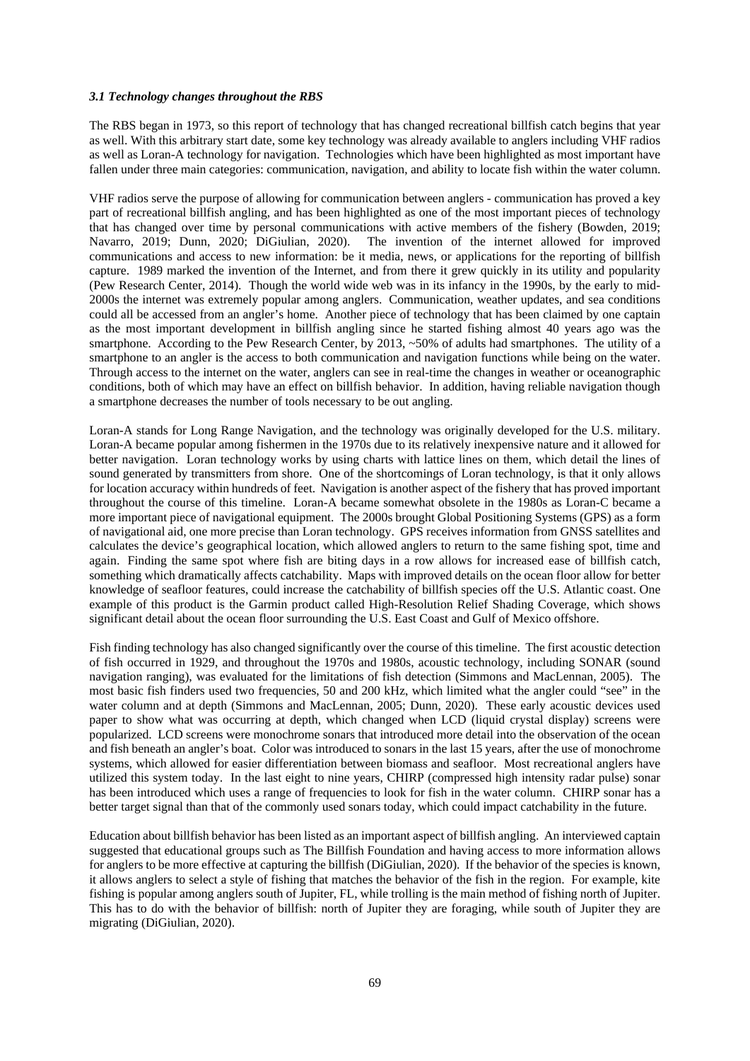### *3.1 Technology changes throughout the RBS*

The RBS began in 1973, so this report of technology that has changed recreational billfish catch begins that year as well. With this arbitrary start date, some key technology was already available to anglers including VHF radios as well as Loran-A technology for navigation. Technologies which have been highlighted as most important have fallen under three main categories: communication, navigation, and ability to locate fish within the water column.

VHF radios serve the purpose of allowing for communication between anglers - communication has proved a key part of recreational billfish angling, and has been highlighted as one of the most important pieces of technology that has changed over time by personal communications with active members of the fishery (Bowden, 2019; Navarro, 2019; Dunn, 2020; DiGiulian, 2020). The invention of the internet allowed for improved communications and access to new information: be it media, news, or applications for the reporting of billfish capture. 1989 marked the invention of the Internet, and from there it grew quickly in its utility and popularity (Pew Research Center, 2014). Though the world wide web was in its infancy in the 1990s, by the early to mid-2000s the internet was extremely popular among anglers. Communication, weather updates, and sea conditions could all be accessed from an angler's home. Another piece of technology that has been claimed by one captain as the most important development in billfish angling since he started fishing almost 40 years ago was the smartphone. According to the Pew Research Center, by 2013, ~50% of adults had smartphones. The utility of a smartphone to an angler is the access to both communication and navigation functions while being on the water. Through access to the internet on the water, anglers can see in real-time the changes in weather or oceanographic conditions, both of which may have an effect on billfish behavior. In addition, having reliable navigation though a smartphone decreases the number of tools necessary to be out angling.

Loran-A stands for Long Range Navigation, and the technology was originally developed for the U.S. military. Loran-A became popular among fishermen in the 1970s due to its relatively inexpensive nature and it allowed for better navigation. Loran technology works by using charts with lattice lines on them, which detail the lines of sound generated by transmitters from shore. One of the shortcomings of Loran technology, is that it only allows for location accuracy within hundreds of feet. Navigation is another aspect of the fishery that has proved important throughout the course of this timeline. Loran-A became somewhat obsolete in the 1980s as Loran-C became a more important piece of navigational equipment. The 2000s brought Global Positioning Systems (GPS) as a form of navigational aid, one more precise than Loran technology. GPS receives information from GNSS satellites and calculates the device's geographical location, which allowed anglers to return to the same fishing spot, time and again. Finding the same spot where fish are biting days in a row allows for increased ease of billfish catch, something which dramatically affects catchability. Maps with improved details on the ocean floor allow for better knowledge of seafloor features, could increase the catchability of billfish species off the U.S. Atlantic coast. One example of this product is the Garmin product called High-Resolution Relief Shading Coverage, which shows significant detail about the ocean floor surrounding the U.S. East Coast and Gulf of Mexico offshore.

Fish finding technology has also changed significantly over the course of this timeline. The first acoustic detection of fish occurred in 1929, and throughout the 1970s and 1980s, acoustic technology, including SONAR (sound navigation ranging), was evaluated for the limitations of fish detection (Simmons and MacLennan, 2005). The most basic fish finders used two frequencies, 50 and 200 kHz, which limited what the angler could "see" in the water column and at depth (Simmons and MacLennan, 2005; Dunn, 2020). These early acoustic devices used paper to show what was occurring at depth, which changed when LCD (liquid crystal display) screens were popularized. LCD screens were monochrome sonars that introduced more detail into the observation of the ocean and fish beneath an angler's boat. Color was introduced to sonars in the last 15 years, after the use of monochrome systems, which allowed for easier differentiation between biomass and seafloor. Most recreational anglers have utilized this system today. In the last eight to nine years, CHIRP (compressed high intensity radar pulse) sonar has been introduced which uses a range of frequencies to look for fish in the water column. CHIRP sonar has a better target signal than that of the commonly used sonars today, which could impact catchability in the future.

Education about billfish behavior has been listed as an important aspect of billfish angling. An interviewed captain suggested that educational groups such as The Billfish Foundation and having access to more information allows for anglers to be more effective at capturing the billfish (DiGiulian, 2020). If the behavior of the species is known, it allows anglers to select a style of fishing that matches the behavior of the fish in the region. For example, kite fishing is popular among anglers south of Jupiter, FL, while trolling is the main method of fishing north of Jupiter. This has to do with the behavior of billfish: north of Jupiter they are foraging, while south of Jupiter they are migrating (DiGiulian, 2020).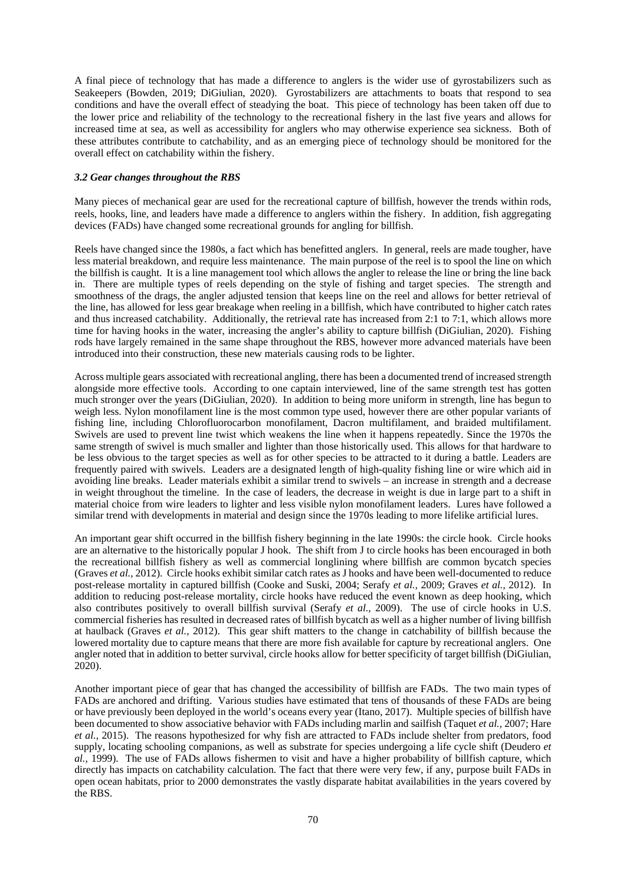A final piece of technology that has made a difference to anglers is the wider use of gyrostabilizers such as Seakeepers (Bowden, 2019; DiGiulian, 2020). Gyrostabilizers are attachments to boats that respond to sea conditions and have the overall effect of steadying the boat. This piece of technology has been taken off due to the lower price and reliability of the technology to the recreational fishery in the last five years and allows for increased time at sea, as well as accessibility for anglers who may otherwise experience sea sickness. Both of these attributes contribute to catchability, and as an emerging piece of technology should be monitored for the overall effect on catchability within the fishery.

### *3.2 Gear changes throughout the RBS*

Many pieces of mechanical gear are used for the recreational capture of billfish, however the trends within rods, reels, hooks, line, and leaders have made a difference to anglers within the fishery. In addition, fish aggregating devices (FADs) have changed some recreational grounds for angling for billfish.

Reels have changed since the 1980s, a fact which has benefitted anglers. In general, reels are made tougher, have less material breakdown, and require less maintenance. The main purpose of the reel is to spool the line on which the billfish is caught. It is a line management tool which allows the angler to release the line or bring the line back in. There are multiple types of reels depending on the style of fishing and target species. The strength and smoothness of the drags, the angler adjusted tension that keeps line on the reel and allows for better retrieval of the line, has allowed for less gear breakage when reeling in a billfish, which have contributed to higher catch rates and thus increased catchability. Additionally, the retrieval rate has increased from 2:1 to 7:1, which allows more time for having hooks in the water, increasing the angler's ability to capture billfish (DiGiulian, 2020). Fishing rods have largely remained in the same shape throughout the RBS, however more advanced materials have been introduced into their construction, these new materials causing rods to be lighter.

Across multiple gears associated with recreational angling, there has been a documented trend of increased strength alongside more effective tools. According to one captain interviewed, line of the same strength test has gotten much stronger over the years (DiGiulian, 2020). In addition to being more uniform in strength, line has begun to weigh less. Nylon monofilament line is the most common type used, however there are other popular variants of fishing line, including Chlorofluorocarbon monofilament, Dacron multifilament, and braided multifilament. Swivels are used to prevent line twist which weakens the line when it happens repeatedly. Since the 1970s the same strength of swivel is much smaller and lighter than those historically used. This allows for that hardware to be less obvious to the target species as well as for other species to be attracted to it during a battle. Leaders are frequently paired with swivels. Leaders are a designated length of high-quality fishing line or wire which aid in avoiding line breaks. Leader materials exhibit a similar trend to swivels – an increase in strength and a decrease in weight throughout the timeline. In the case of leaders, the decrease in weight is due in large part to a shift in material choice from wire leaders to lighter and less visible nylon monofilament leaders. Lures have followed a similar trend with developments in material and design since the 1970s leading to more lifelike artificial lures.

An important gear shift occurred in the billfish fishery beginning in the late 1990s: the circle hook. Circle hooks are an alternative to the historically popular J hook. The shift from J to circle hooks has been encouraged in both the recreational billfish fishery as well as commercial longlining where billfish are common bycatch species (Graves *et al.,* 2012). Circle hooks exhibit similar catch rates as J hooks and have been well-documented to reduce post-release mortality in captured billfish (Cooke and Suski, 2004; Serafy *et al.,* 2009; Graves *et al.,* 2012). In addition to reducing post-release mortality, circle hooks have reduced the event known as deep hooking, which also contributes positively to overall billfish survival (Serafy *et al.,* 2009). The use of circle hooks in U.S. commercial fisheries has resulted in decreased rates of billfish bycatch as well as a higher number of living billfish at haulback (Graves *et al.,* 2012). This gear shift matters to the change in catchability of billfish because the lowered mortality due to capture means that there are more fish available for capture by recreational anglers. One angler noted that in addition to better survival, circle hooks allow for better specificity of target billfish (DiGiulian, 2020).

Another important piece of gear that has changed the accessibility of billfish are FADs. The two main types of FADs are anchored and drifting. Various studies have estimated that tens of thousands of these FADs are being or have previously been deployed in the world's oceans every year (Itano, 2017). Multiple species of billfish have been documented to show associative behavior with FADs including marlin and sailfish (Taquet *et al.,* 2007; Hare *et al.,* 2015). The reasons hypothesized for why fish are attracted to FADs include shelter from predators, food supply, locating schooling companions, as well as substrate for species undergoing a life cycle shift (Deudero *et al.,* 1999). The use of FADs allows fishermen to visit and have a higher probability of billfish capture, which directly has impacts on catchability calculation. The fact that there were very few, if any, purpose built FADs in open ocean habitats, prior to 2000 demonstrates the vastly disparate habitat availabilities in the years covered by the RBS.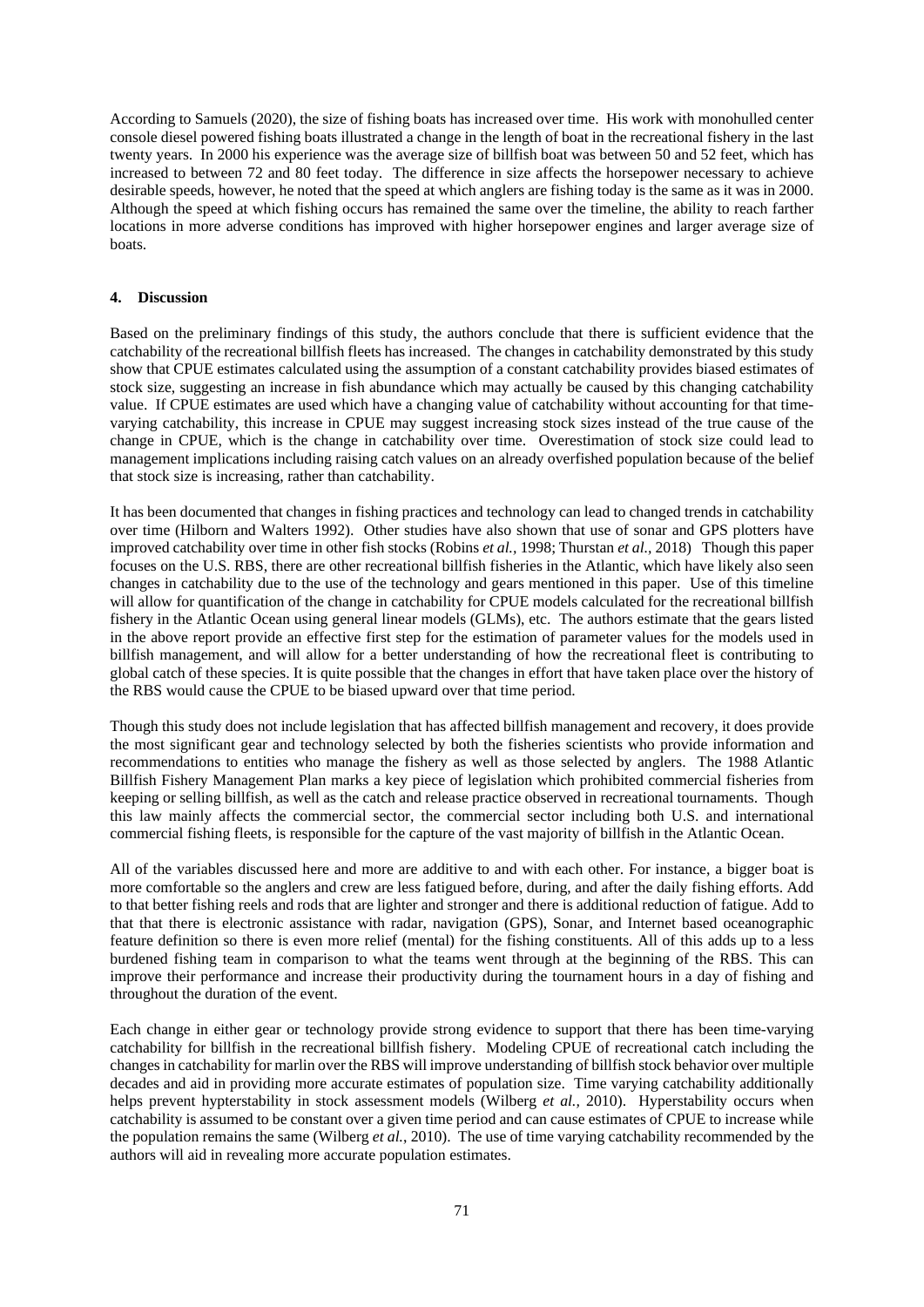According to Samuels (2020), the size of fishing boats has increased over time. His work with monohulled center console diesel powered fishing boats illustrated a change in the length of boat in the recreational fishery in the last twenty years. In 2000 his experience was the average size of billfish boat was between 50 and 52 feet, which has increased to between 72 and 80 feet today. The difference in size affects the horsepower necessary to achieve desirable speeds, however, he noted that the speed at which anglers are fishing today is the same as it was in 2000. Although the speed at which fishing occurs has remained the same over the timeline, the ability to reach farther locations in more adverse conditions has improved with higher horsepower engines and larger average size of boats.

## 4. Discussion

Based on the preliminary findings of this study, the authors conclude that there is sufficient evidence that the catchability of the recreational billfish fleets has increased. The changes in catchability demonstrated by this study show that CPUE estimates calculated using the assumption of a constant catchability provides biased estimates of stock size, suggesting an increase in fish abundance which may actually be caused by this changing catchability value. If CPUE estimates are used which have a changing value of catchability without accounting for that time-varying catchability, this increase in CPUE may suggest increasing stock sizes instead of the true cause of the change in CPUE, which is the change in catchability over time. Overestimation of stock size could lead to management implications including raising catch values on an already overfished population because of the belief that stock size is increasing, rather than catchability.

It has been documented that changes in fishing practices and technology can lead to changed trends in catchability over time (Hilborn and Walters 1992). Other studies have also shown that use of sonar and GPS plotters have improved catchability over time in other fish stocks (Robins *et al.,* 1998; Thurstan *et al.*, 2018) Though this paper focuses on the U.S. RBS, there are other recreational billfish fisheries in the Atlantic, which have likely also seen changes in catchability due to the use of the technology and gears mentioned in this paper. Use of this timeline will allow for quantification of the change in catchability for CPUE models calculated for the recreational billfish fishery in the Atlantic Ocean using general linear models (GLMs), etc. The authors estimate that the gears listed in the above report provide an effective first step for the estimation of parameter values for the models used in billfish management, and will allow for a better understanding of how the recreational fleet is contributing to global catch of these species. It is quite possible that the changes in effort that have taken place over the history of the RBS would cause the CPUE to be biased upward over that time period.

Though this study does not include legislation that has affected billfish management and recovery, it does provide the most significant gear and technology selected by both the fisheries scientists who provide information and recommendations to entities who manage the fishery as well as those selected by anglers. The 1988 Atlantic Billfish Fishery Management Plan marks a key piece of legislation which prohibited commercial fisheries from keeping or selling billfish, as well as the catch and release practice observed in recreational tournaments. Though this law mainly affects the commercial sector, the commercial sector including both U.S. and international commercial fishing fleets, is responsible for the capture of the vast majority of billfish in the Atlantic Ocean.

All of the variables discussed here and more are additive to and with each other. For instance, a bigger boat is more comfortable so the anglers and crew are less fatigued before, during, and after the daily fishing efforts. Add to that better fishing reels and rods that are lighter and stronger and there is additional reduction of fatigue. Add to that that there is electronic assistance with radar, navigation (GPS), Sonar, and Internet based oceanographic feature definition so there is even more relief (mental) for the fishing constituents. All of this adds up to a less burdened fishing team in comparison to what the teams went through at the beginning of the RBS. This can improve their performance and increase their productivity during the tournament hours in a day of fishing and throughout the duration of the event.

Each change in either gear or technology provide strong evidence to support that there has been time-varying catchability for billfish in the recreational billfish fishery. Modeling CPUE of recreational catch including the changes in catchability for marlin over the RBS will improve understanding of billfish stock behavior over multiple decades and aid in providing more accurate estimates of population size. Time varying catchability additionally helps prevent hypterstability in stock assessment models (Wilberg *et al.,* 2010). Hyperstability occurs when catchability is assumed to be constant over a given time period and can cause estimates of CPUE to increase while the population remains the same (Wilberg *et al.*, 2010). The use of time varying catchability recommended by the authors will aid in revealing more accurate population estimates.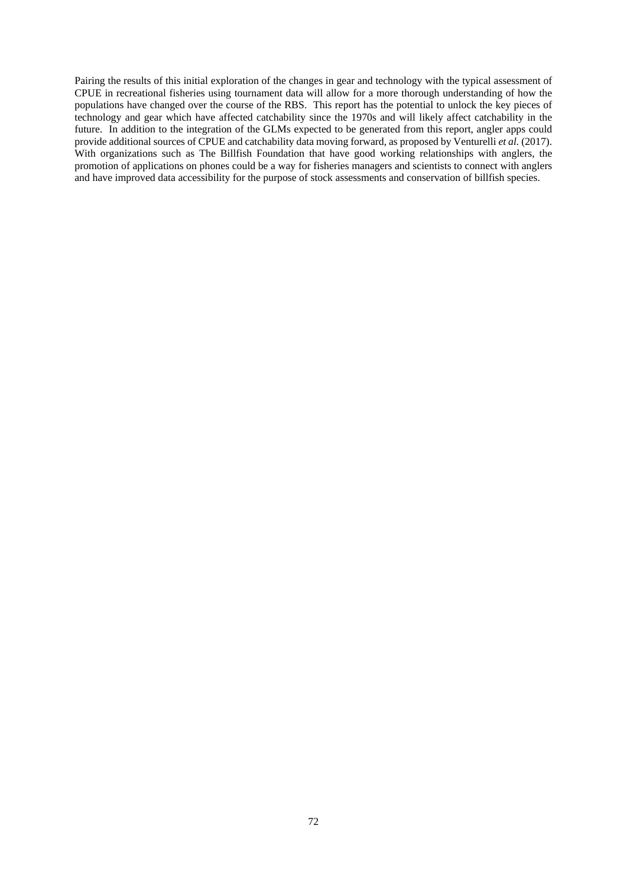Pairing the results of this initial exploration of the changes in gear and technology with the typical assessment of CPUE in recreational fisheries using tournament data will allow for a more thorough understanding of how the populations have changed over the course of the RBS. This report has the potential to unlock the key pieces of technology and gear which have affected catchability since the 1970s and will likely affect catchability in the future. In addition to the integration of the GLMs expected to be generated from this report, angler apps could provide additional sources of CPUE and catchability data moving forward, as proposed by Venturelli *et al.* (2017). With organizations such as The Billfish Foundation that have good working relationships with anglers, the promotion of applications on phones could be a way for fisheries managers and scientists to connect with anglers and have improved data accessibility for the purpose of stock assessments and conservation of billfish species.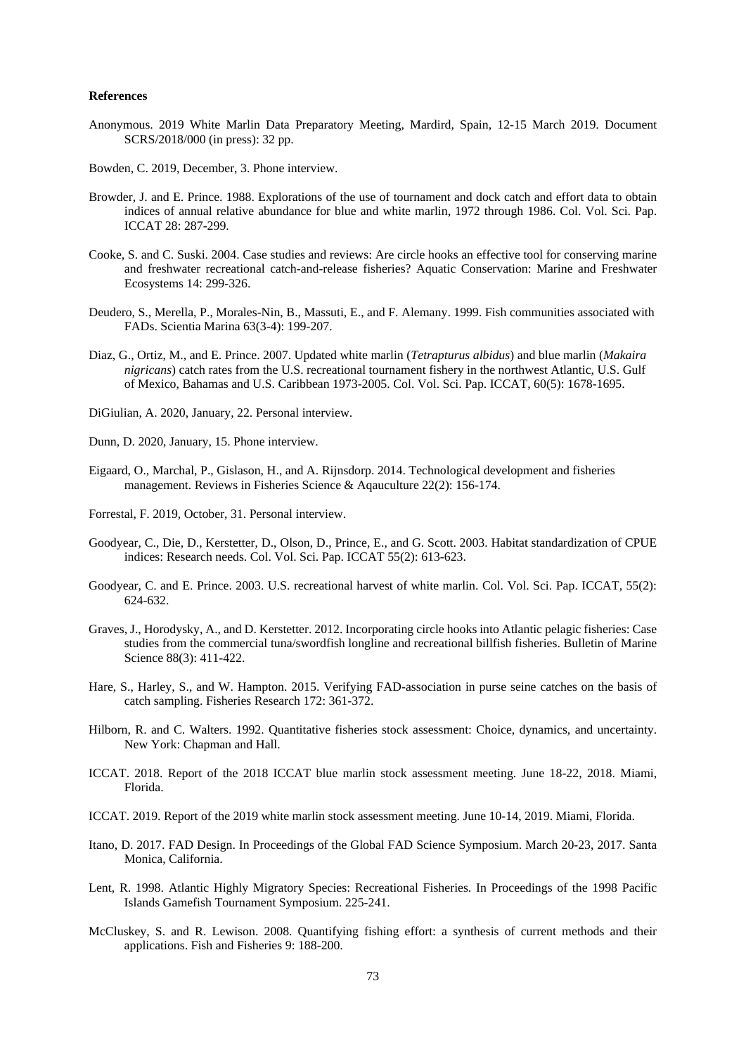**References**

Anonymous. 2019 White Marlin Data Preparatory Meeting, Mardird, Spain, 12-15 March 2019. Document SCRS/2018/000 (in press): 32 pp.

Bowden, C. 2019, December, 3. Phone interview.

Browder, J. and E. Prince. 1988. Explorations of the use of tournament and dock catch and effort data to obtain indices of annual relative abundance for blue and white marlin, 1972 through 1986. Col. Vol. Sci. Pap. ICCAT 28: 287-299.

Cooke, S. and C. Suski. 2004. Case studies and reviews: Are circle hooks an effective tool for conserving marine and freshwater recreational catch-and-release fisheries? Aquatic Conservation: Marine and Freshwater Ecosystems 14: 299-326.

Deudero, S., Merella, P., Morales-Nin, B., Massuti, E., and F. Alemany. 1999. Fish communities associated with FADs. Scientia Marina 63(3-4): 199-207.

Diaz, G., Ortiz, M., and E. Prince. 2007. Updated white marlin (*Tetrapturus albidus*) and blue marlin (*Makaira nigricans*) catch rates from the U.S. recreational tournament fishery in the northwest Atlantic, U.S. Gulf of Mexico, Bahamas and U.S. Caribbean 1973-2005. Col. Vol. Sci. Pap. ICCAT, 60(5): 1678-1695.

DiGiulian, A. 2020, January, 22. Personal interview.

Dunn, D. 2020, January, 15. Phone interview.

Eigaard, O., Marchal, P., Gislason, H., and A. Rijnsdorp. 2014. Technological development and fisheries management. Reviews in Fisheries Science & Aqauculture 22(2): 156-174.

Forrestal, F. 2019, October, 31. Personal interview.

Goodyear, C., Die, D., Kerstetter, D., Olson, D., Prince, E., and G. Scott. 2003. Habitat standardization of CPUE indices: Research needs. Col. Vol. Sci. Pap. ICCAT 55(2): 613-623.

Goodyear, C. and E. Prince. 2003. U.S. recreational harvest of white marlin. Col. Vol. Sci. Pap. ICCAT, 55(2): 624-632.

Graves, J., Horodysky, A., and D. Kerstetter. 2012. Incorporating circle hooks into Atlantic pelagic fisheries: Case studies from the commercial tuna/swordfish longline and recreational billfish fisheries. Bulletin of Marine Science 88(3): 411-422.

Hare, S., Harley, S., and W. Hampton. 2015. Verifying FAD-association in purse seine catches on the basis of catch sampling. Fisheries Research 172: 361-372.

Hilborn, R. and C. Walters. 1992. Quantitative fisheries stock assessment: Choice, dynamics, and uncertainty. New York: Chapman and Hall.

ICCAT. 2018. Report of the 2018 ICCAT blue marlin stock assessment meeting. June 18-22, 2018. Miami, Florida.

ICCAT. 2019. Report of the 2019 white marlin stock assessment meeting. June 10-14, 2019. Miami, Florida.

Itano, D. 2017. FAD Design. In Proceedings of the Global FAD Science Symposium. March 20-23, 2017. Santa Monica, California.

Lent, R. 1998. Atlantic Highly Migratory Species: Recreational Fisheries. In Proceedings of the 1998 Pacific Islands Gamefish Tournament Symposium. 225-241.

McCluskey, S. and R. Lewison. 2008. Quantifying fishing effort: a synthesis of current methods and their applications. Fish and Fisheries 9: 188-200.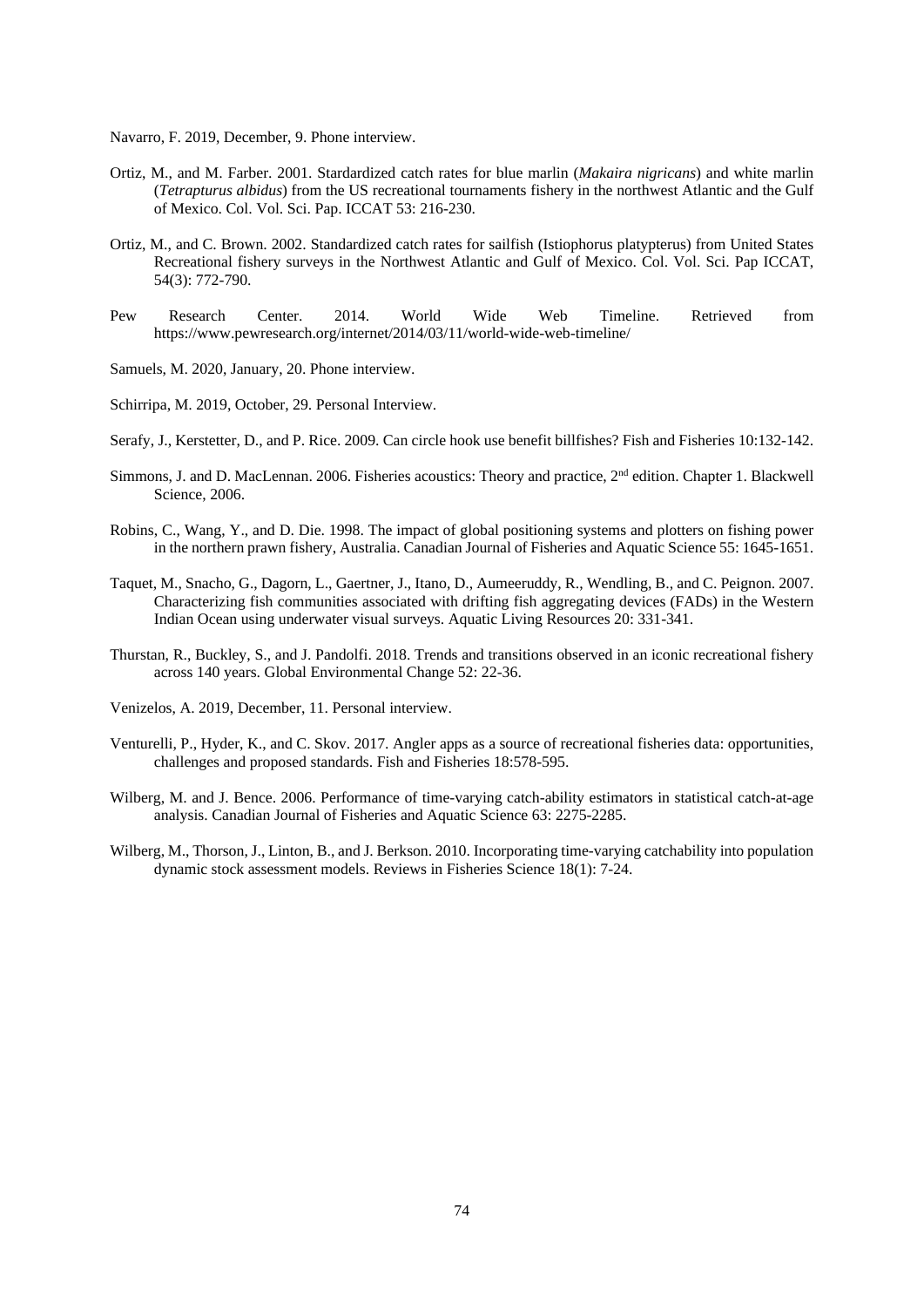Navarro, F. 2019, December, 9. Phone interview.

Ortiz, M., and M. Farber. 2001. Stardardized catch rates for blue marlin (*Makaira nigricans*) and white marlin (*Tetrapturus albidus*) from the US recreational tournaments fishery in the northwest Atlantic and the Gulf of Mexico. Col. Vol. Sci. Pap. ICCAT 53: 216-230.

Ortiz, M., and C. Brown. 2002. Standardized catch rates for sailfish (Istiophorus platypterus) from United States Recreational fishery surveys in the Northwest Atlantic and Gulf of Mexico. Col. Vol. Sci. Pap ICCAT, 54(3): 772-790.

Pew Research Center. 2014. World Wide Web Timeline. Retrieved from https://www.pewresearch.org/internet/2014/03/11/world-wide-web-timeline/

Samuels, M. 2020, January, 20. Phone interview.

Schirripa, M. 2019, October, 29. Personal Interview.

Serafy, J., Kerstetter, D., and P. Rice. 2009. Can circle hook use benefit billfishes? Fish and Fisheries 10:132-142.

Simmons, J. and D. MacLennan. 2006. Fisheries acoustics: Theory and practice, 2nd edition. Chapter 1. Blackwell Science, 2006.

Robins, C., Wang, Y., and D. Die. 1998. The impact of global positioning systems and plotters on fishing power in the northern prawn fishery, Australia. Canadian Journal of Fisheries and Aquatic Science 55: 1645-1651.

Taquet, M., Snacho, G., Dagorn, L., Gaertner, J., Itano, D., Aumeeruddy, R., Wendling, B., and C. Peignon. 2007. Characterizing fish communities associated with drifting fish aggregating devices (FADs) in the Western Indian Ocean using underwater visual surveys. Aquatic Living Resources 20: 331-341.

Thurstan, R., Buckley, S., and J. Pandolfi. 2018. Trends and transitions observed in an iconic recreational fishery across 140 years. Global Environmental Change 52: 22-36.

Venizelos, A. 2019, December, 11. Personal interview.

Venturelli, P., Hyder, K., and C. Skov. 2017. Angler apps as a source of recreational fisheries data: opportunities, challenges and proposed standards. Fish and Fisheries 18:578-595.

Wilberg, M. and J. Bence. 2006. Performance of time-varying catch-ability estimators in statistical catch-at-age analysis. Canadian Journal of Fisheries and Aquatic Science 63: 2275-2285.

Wilberg, M., Thorson, J., Linton, B., and J. Berkson. 2010. Incorporating time-varying catchability into population dynamic stock assessment models. Reviews in Fisheries Science 18(1): 7-24.